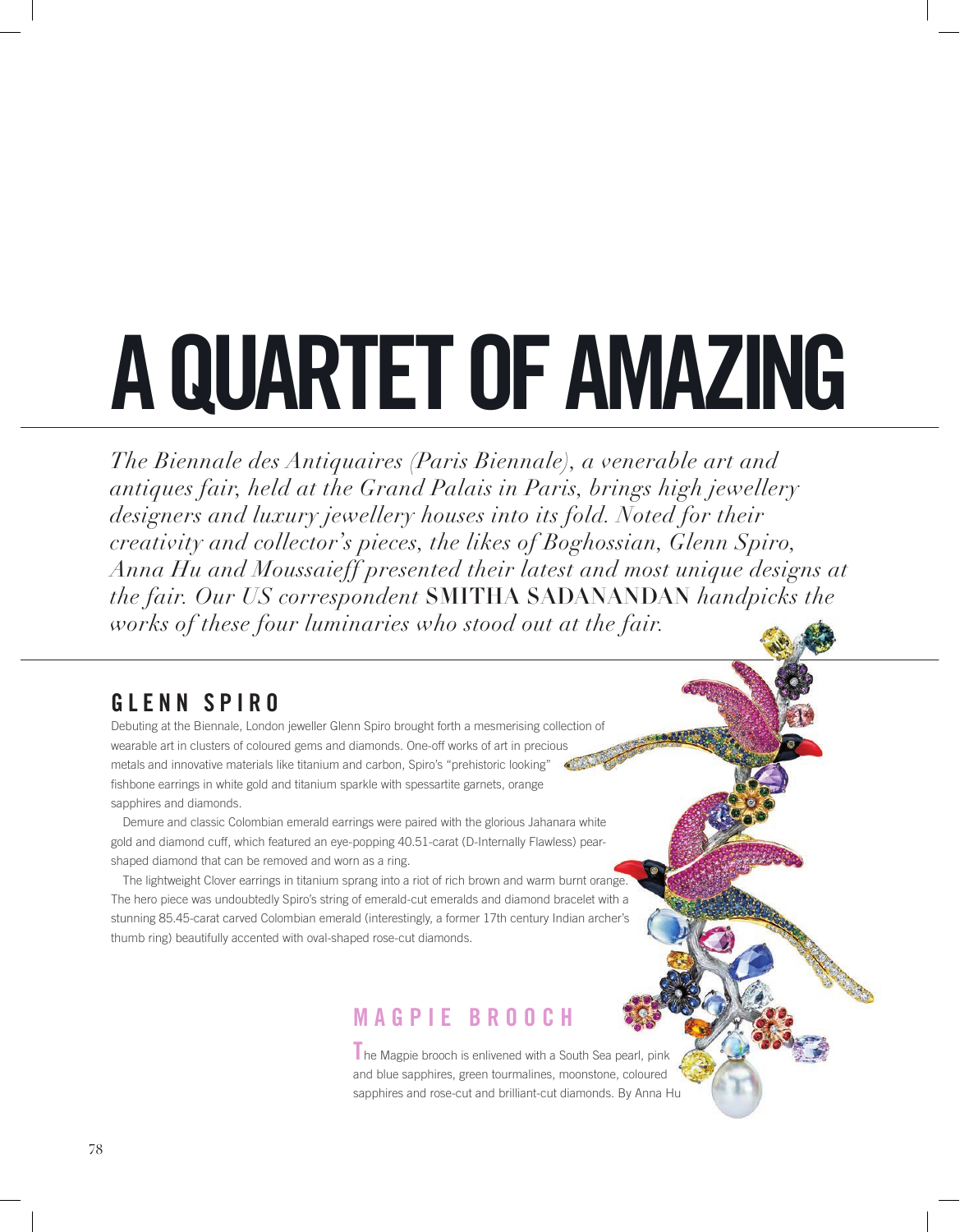# A QUARTET OF AMAZING

*The Biennale des Antiquaires (Paris Biennale), a venerable art and antiques fair, held at the Grand Palais in Paris, brings high jewellery designers and luxury jewellery houses into its fold. Noted for their creativity and collector's pieces, the likes of Boghossian, Glenn Spiro, Anna Hu and Moussaieff presented their latest and most unique designs at the fair. Our US correspondent* **SMITHA SADANANDAN** *handpicks the works of these four luminaries who stood out at the fair.*

## GLENN SPIRO

Debuting at the Biennale, London jeweller Glenn Spiro brought forth a mesmerising collection of wearable art in clusters of coloured gems and diamonds. One-off works of art in precious metals and innovative materials like titanium and carbon, Spiro's "prehistoric looking" fishbone earrings in white gold and titanium sparkle with spessartite garnets, orange sapphires and diamonds.

Demure and classic Colombian emerald earrings were paired with the glorious Jahanara white gold and diamond cuff, which featured an eye-popping 40.51-carat (D-Internally Flawless) pear-shaped diamond that can be removed and worn as a ring.

The lightweight Clover earrings in titanium sprang into a riot of rich brown and warm burnt orange. The hero piece was undoubtedly Spiro's string of emerald-cut emeralds and diamond bracelet with a stunning 85.45-carat carved Colombian emerald (interestingly, a former 17th century Indian archer's thumb ring) beautifully accented with oval-shaped rose-cut diamonds.

## MAGPIE BROOCH

The Magpie brooch is enlivened with a South Sea pearl, pink and blue sapphires, green tourmalines, moonstone, coloured sapphires and rose-cut and brilliant-cut diamonds. By Anna Hu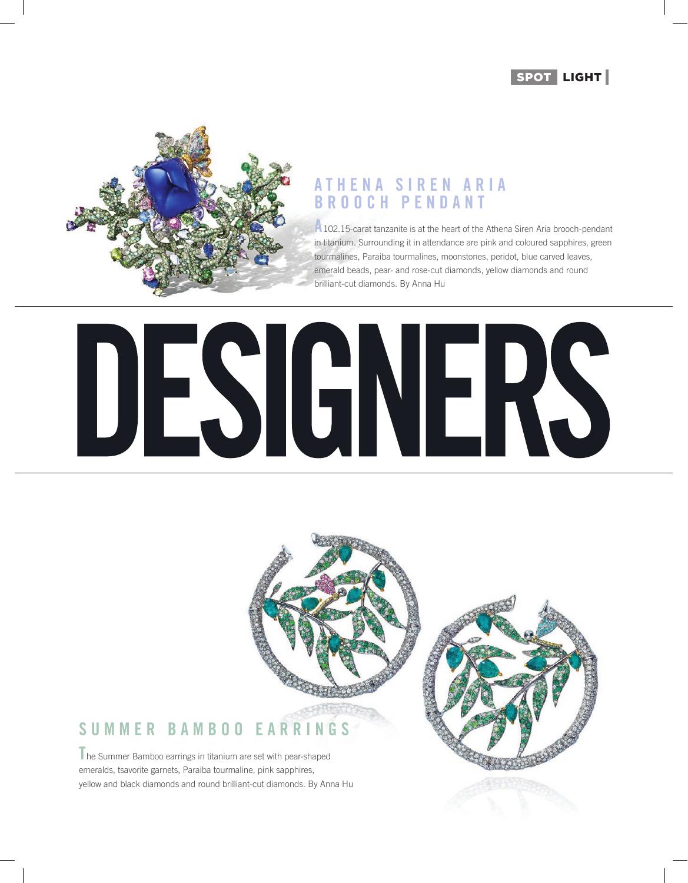# DESIGNERS

## ATHENA SIREN ARIA BROOCH PENDANT

A 102.15-carat tanzanite is at the heart of the Athena Siren Aria brooch-pendant in titanium. Surrounding it in attendance are pink and coloured sapphires, green tourmalines, Paraiba tourmalines, moonstones, peridot, blue carved leaves, emerald beads, pear- and rose-cut diamonds, yellow diamonds and round brilliant-cut diamonds. By Anna Hu

## SUMMER BAMBOO EARRINGS

The Summer Bamboo earrings in titanium are set with pear-shaped emeralds, tsavorite garnets, Paraiba tourmaline, pink sapphires, yellow and black diamonds and round brilliant-cut diamonds. By Anna Hu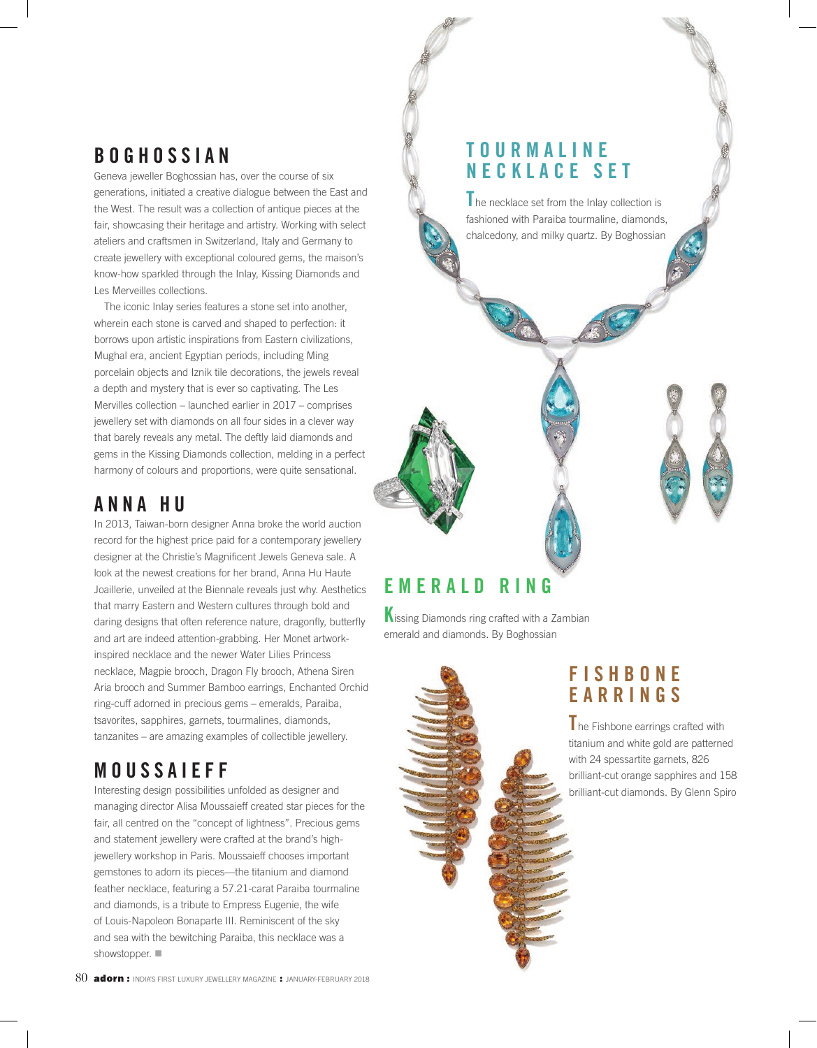## BOGHOSSIAN

Geneva jeweller Boghossian has, over the course of six generations, initiated a creative dialogue between the East and the West. The result was a collection of antique pieces at the fair, showcasing their heritage and artistry. Working with select ateliers and craftsmen in Switzerland, Italy and Germany to create jewellery with exceptional coloured gems, the maison's know-how sparkled through the Inlay, Kissing Diamonds and Les Merveilles collections.

The iconic Inlay series features a stone set into another, wherein each stone is carved and shaped to perfection: it borrows upon artistic inspirations from Eastern civilizations, Mughal era, ancient Egyptian periods, including Ming porcelain objects and Iznik tile decorations, the jewels reveal a depth and mystery that is ever so captivating. The Les Mervilles collection – launched earlier in 2017 – comprises jewellery set with diamonds on all four sides in a clever way that barely reveals any metal. The deftly laid diamonds and gems in the Kissing Diamonds collection, melding in a perfect harmony of colours and proportions, were quite sensational.

## ANNA HU

In 2013, Taiwan-born designer Anna broke the world auction record for the highest price paid for a contemporary jewellery designer at the Christie's Magnificent Jewels Geneva sale. A look at the newest creations for her brand, Anna Hu Haute Joaillerie, unveiled at the Biennale reveals just why. Aesthetics that marry Eastern and Western cultures through bold and daring designs that often reference nature, dragonfly, butterfly and art are indeed attention-grabbing. Her Monet artwork-inspired necklace and the newer Water Lilies Princess necklace, Magpie brooch, Dragon Fly brooch, Athena Siren Aria brooch and Summer Bamboo earrings, Enchanted Orchid ring-cuff adorned in precious gems – emeralds, Paraiba, tsavorites, sapphires, garnets, tourmalines, diamonds, tanzanites – are amazing examples of collectible jewellery.

## MOUSSAIEFF

Interesting design possibilities unfolded as designer and managing director Alisa Moussaieff created star pieces for the fair, all centred on the "concept of lightness". Precious gems and statement jewellery were crafted at the brand's high-jewellery workshop in Paris. Moussaieff chooses important gemstones to adorn its pieces—the titanium and diamond feather necklace, featuring a 57.21-carat Paraiba tourmaline and diamonds, is a tribute to Empress Eugenie, the wife of Louis-Napoleon Bonaparte III. Reminiscent of the sky and sea with the bewitching Paraiba, this necklace was a showstopper. ■

### TOURMALINE NECKLACE SET

The necklace set from the Inlay collection is fashioned with Paraiba tourmaline, diamonds, chalcedony, and milky quartz. By Boghossian

### EMERALD RING

Kissing Diamonds ring crafted with a Zambian emerald and diamonds. By Boghossian

### FISHBONE EARRINGS

The Fishbone earrings crafted with titanium and white gold are patterned with 24 spessartite garnets, 826 brilliant-cut orange sapphires and 158 brilliant-cut diamonds. By Glenn Spiro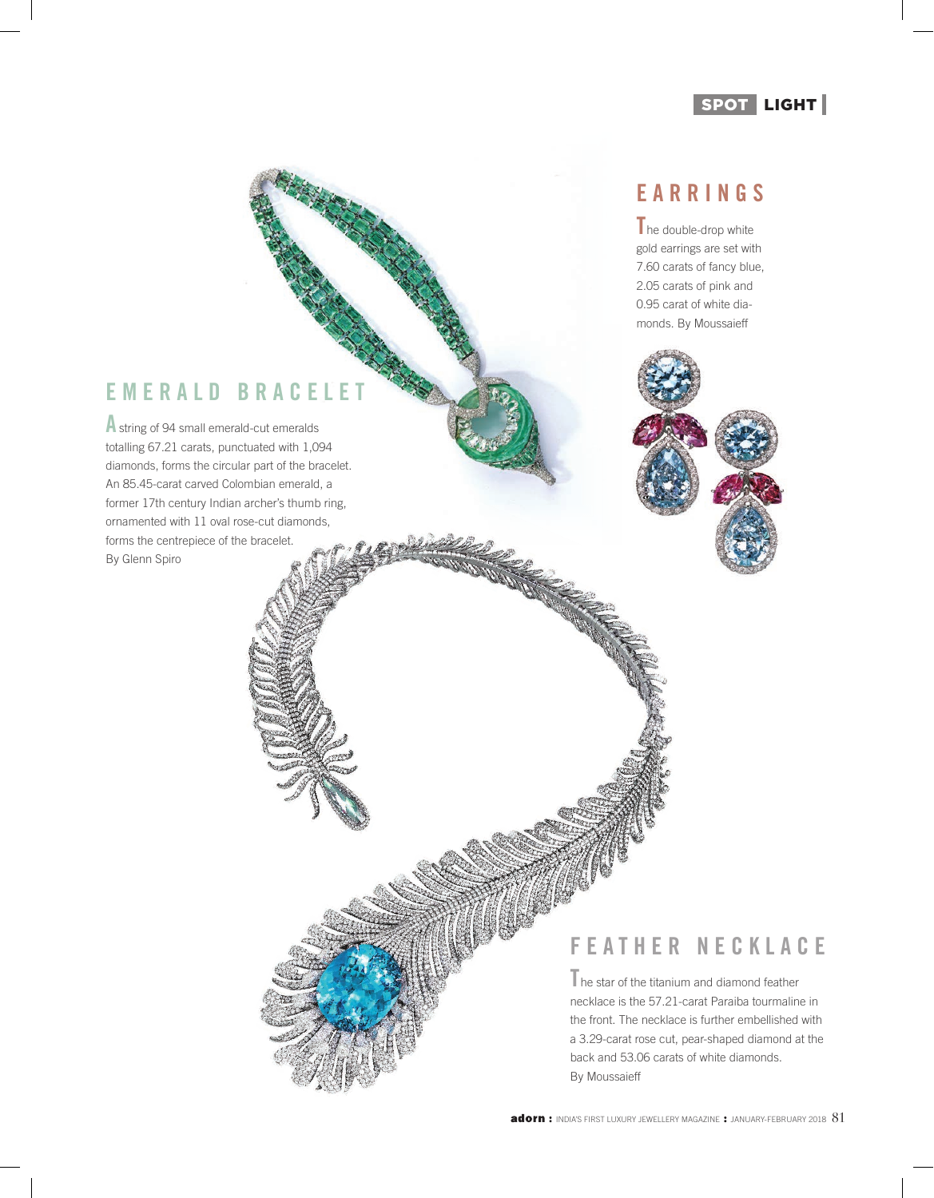## EARRINGS

The double-drop white gold earrings are set with 7.60 carats of fancy blue, 2.05 carats of pink and 0.95 carat of white diamonds. By Moussaieff

## EMERALD BRACELET

A string of 94 small emerald-cut emeralds totalling 67.21 carats, punctuated with 1,094 diamonds, forms the circular part of the bracelet. An 85.45-carat carved Colombian emerald, a former 17th century Indian archer's thumb ring, ornamented with 11 oval rose-cut diamonds, forms the centrepiece of the bracelet. By Glenn Spiro

## FEATHER NECKLACE

The star of the titanium and diamond feather necklace is the 57.21-carat Paraiba tourmaline in the front. The necklace is further embellished with a 3.29-carat rose cut, pear-shaped diamond at the back and 53.06 carats of white diamonds. By Moussaieff